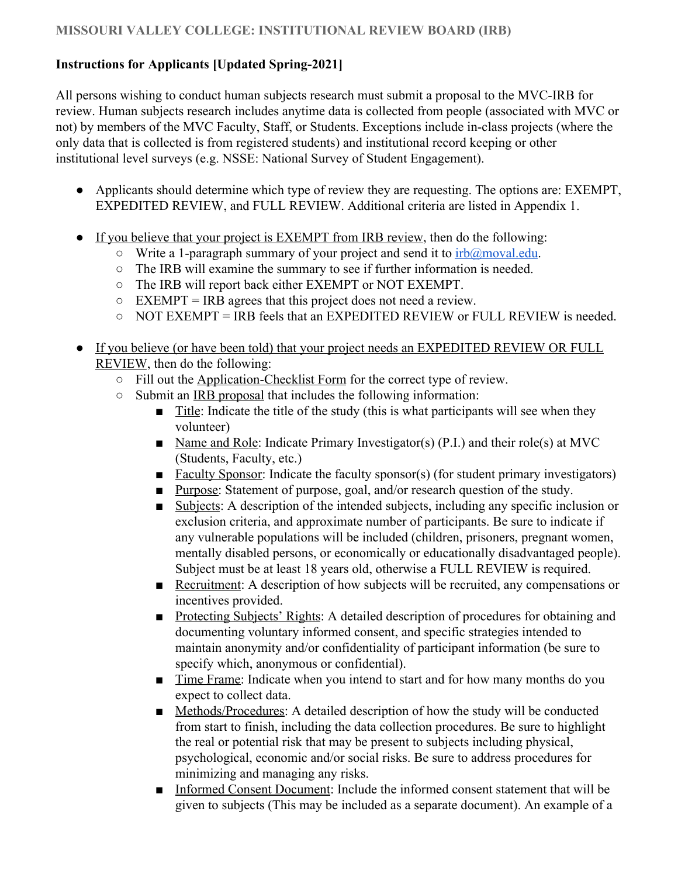## MISSOURI VALLEY COLLEGE: INSTITUTIONAL REVIEW BOARD (IRB)

**Instructions for Applicants [Updated Spring-2021]**

All persons wishing to conduct human subjects research must submit a proposal to the MVC-IRB for review. Human subjects research includes anytime data is collected from people (associated with MVC or not) by members of the MVC Faculty, Staff, or Students. Exceptions include in-class projects (where the only data that is collected is from registered students) and institutional record keeping or other institutional level surveys (e.g. NSSE: National Survey of Student Engagement).

- Applicants should determine which type of review they are requesting. The options are: EXEMPT, EXPEDITED REVIEW, and FULL REVIEW. Additional criteria are listed in Appendix 1.
- If you believe that your project is EXEMPT from IRB review, then do the following:
  - Write a 1-paragraph summary of your project and send it to irb@moval.edu.
  - The IRB will examine the summary to see if further information is needed.
  - The IRB will report back either EXEMPT or NOT EXEMPT.
  - EXEMPT = IRB agrees that this project does not need a review.
  - NOT EXEMPT = IRB feels that an EXPEDITED REVIEW or FULL REVIEW is needed.
- If you believe (or have been told) that your project needs an EXPEDITED REVIEW OR FULL REVIEW, then do the following:
  - Fill out the Application-Checklist Form for the correct type of review.
  - Submit an IRB proposal that includes the following information:
    - Title: Indicate the title of the study (this is what participants will see when they volunteer)
    - Name and Role: Indicate Primary Investigator(s) (P.I.) and their role(s) at MVC (Students, Faculty, etc.)
    - Faculty Sponsor: Indicate the faculty sponsor(s) (for student primary investigators)
    - Purpose: Statement of purpose, goal, and/or research question of the study.
    - Subjects: A description of the intended subjects, including any specific inclusion or exclusion criteria, and approximate number of participants. Be sure to indicate if any vulnerable populations will be included (children, prisoners, pregnant women, mentally disabled persons, or economically or educationally disadvantaged people). Subject must be at least 18 years old, otherwise a FULL REVIEW is required.
    - Recruitment: A description of how subjects will be recruited, any compensations or incentives provided.
    - Protecting Subjects' Rights: A detailed description of procedures for obtaining and documenting voluntary informed consent, and specific strategies intended to maintain anonymity and/or confidentiality of participant information (be sure to specify which, anonymous or confidential).
    - Time Frame: Indicate when you intend to start and for how many months do you expect to collect data.
    - Methods/Procedures: A detailed description of how the study will be conducted from start to finish, including the data collection procedures. Be sure to highlight the real or potential risk that may be present to subjects including physical, psychological, economic and/or social risks. Be sure to address procedures for minimizing and managing any risks.
    - Informed Consent Document: Include the informed consent statement that will be given to subjects (This may be included as a separate document). An example of a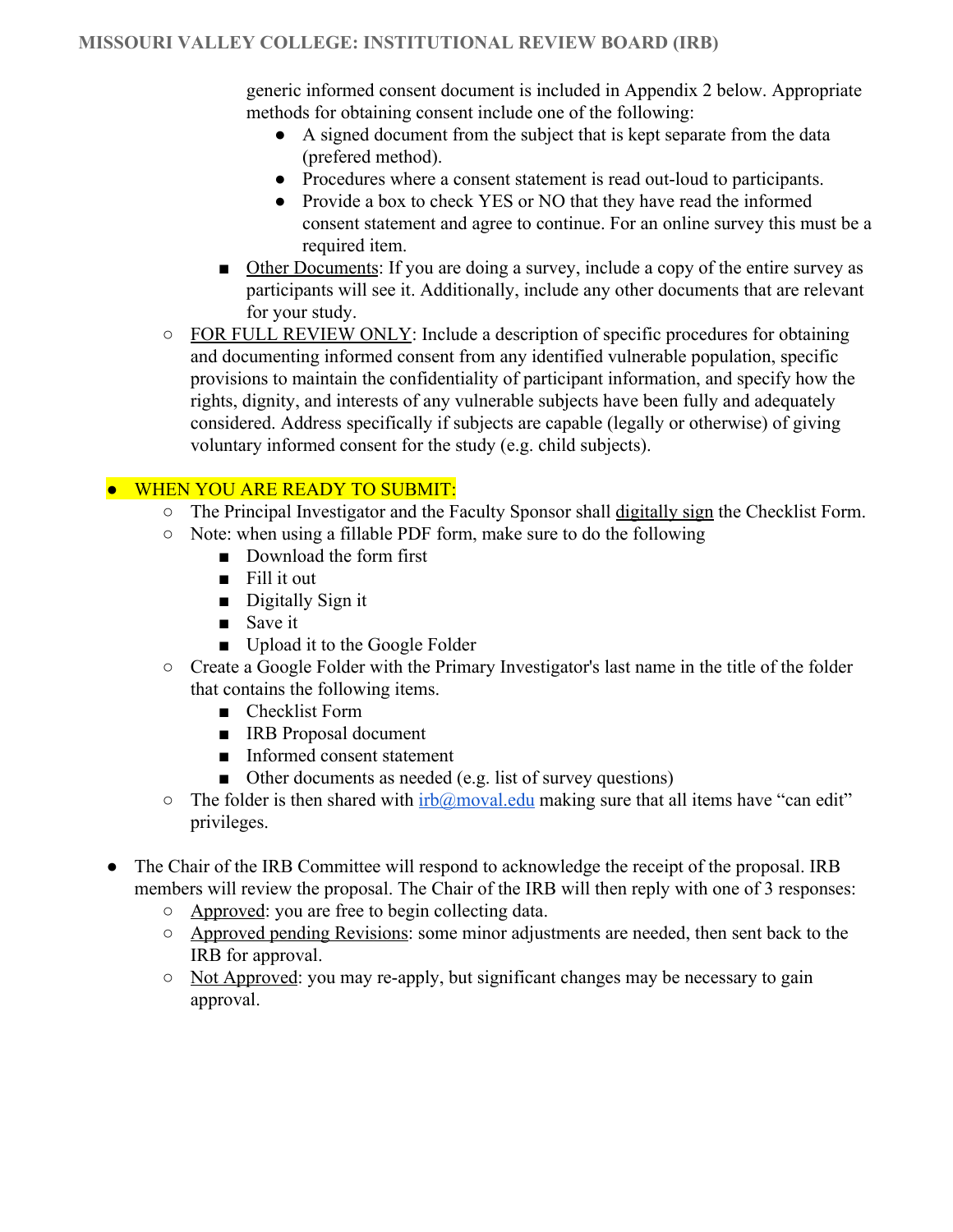generic informed consent document is included in Appendix 2 below. Appropriate methods for obtaining consent include one of the following:

- A signed document from the subject that is kept separate from the data (prefered method).
- Procedures where a consent statement is read out-loud to participants.
- Provide a box to check YES or NO that they have read the informed consent statement and agree to continue. For an online survey this must be a required item.

- Other Documents: If you are doing a survey, include a copy of the entire survey as participants will see it. Additionally, include any other documents that are relevant for your study.

- FOR FULL REVIEW ONLY: Include a description of specific procedures for obtaining and documenting informed consent from any identified vulnerable population, specific provisions to maintain the confidentiality of participant information, and specify how the rights, dignity, and interests of any vulnerable subjects have been fully and adequately considered. Address specifically if subjects are capable (legally or otherwise) of giving voluntary informed consent for the study (e.g. child subjects).

- WHEN YOU ARE READY TO SUBMIT:
  - The Principal Investigator and the Faculty Sponsor shall digitally sign the Checklist Form.
  - Note: when using a fillable PDF form, make sure to do the following
    - Download the form first
    - Fill it out
    - Digitally Sign it
    - Save it
    - Upload it to the Google Folder
  - Create a Google Folder with the Primary Investigator's last name in the title of the folder that contains the following items.
    - Checklist Form
    - IRB Proposal document
    - Informed consent statement
    - Other documents as needed (e.g. list of survey questions)
  - The folder is then shared with irb@moval.edu making sure that all items have "can edit" privileges.

- The Chair of the IRB Committee will respond to acknowledge the receipt of the proposal. IRB members will review the proposal. The Chair of the IRB will then reply with one of 3 responses:
  - Approved: you are free to begin collecting data.
  - Approved pending Revisions: some minor adjustments are needed, then sent back to the IRB for approval.
  - Not Approved: you may re-apply, but significant changes may be necessary to gain approval.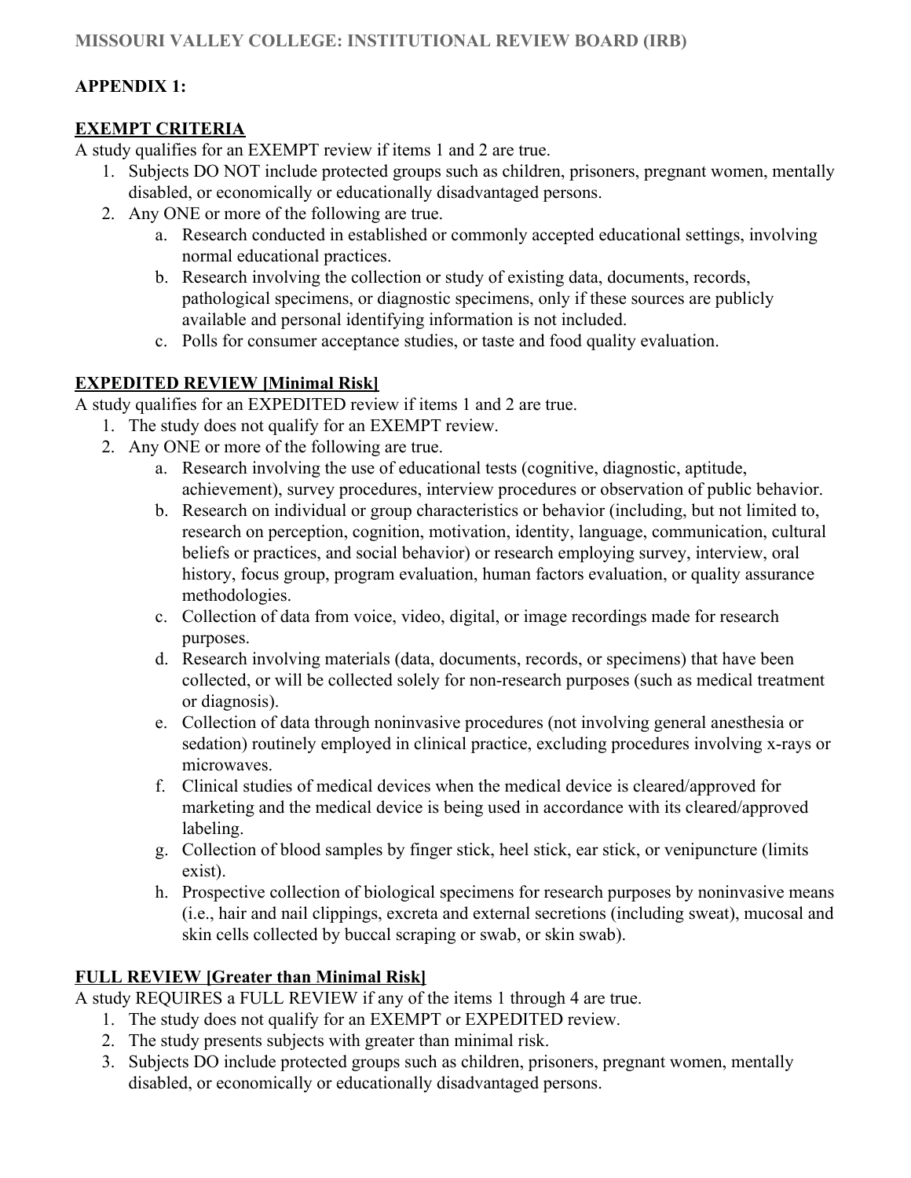MISSOURI VALLEY COLLEGE: INSTITUTIONAL REVIEW BOARD (IRB)

**APPENDIX 1:**

**EXEMPT CRITERIA**

A study qualifies for an EXEMPT review if items 1 and 2 are true.

1. Subjects DO NOT include protected groups such as children, prisoners, pregnant women, mentally disabled, or economically or educationally disadvantaged persons.
2. Any ONE or more of the following are true.
   a. Research conducted in established or commonly accepted educational settings, involving normal educational practices.
   b. Research involving the collection or study of existing data, documents, records, pathological specimens, or diagnostic specimens, only if these sources are publicly available and personal identifying information is not included.
   c. Polls for consumer acceptance studies, or taste and food quality evaluation.

**EXPEDITED REVIEW [Minimal Risk]**

A study qualifies for an EXPEDITED review if items 1 and 2 are true.

1. The study does not qualify for an EXEMPT review.
2. Any ONE or more of the following are true.
   a. Research involving the use of educational tests (cognitive, diagnostic, aptitude, achievement), survey procedures, interview procedures or observation of public behavior.
   b. Research on individual or group characteristics or behavior (including, but not limited to, research on perception, cognition, motivation, identity, language, communication, cultural beliefs or practices, and social behavior) or research employing survey, interview, oral history, focus group, program evaluation, human factors evaluation, or quality assurance methodologies.
   c. Collection of data from voice, video, digital, or image recordings made for research purposes.
   d. Research involving materials (data, documents, records, or specimens) that have been collected, or will be collected solely for non-research purposes (such as medical treatment or diagnosis).
   e. Collection of data through noninvasive procedures (not involving general anesthesia or sedation) routinely employed in clinical practice, excluding procedures involving x-rays or microwaves.
   f. Clinical studies of medical devices when the medical device is cleared/approved for marketing and the medical device is being used in accordance with its cleared/approved labeling.
   g. Collection of blood samples by finger stick, heel stick, ear stick, or venipuncture (limits exist).
   h. Prospective collection of biological specimens for research purposes by noninvasive means (i.e., hair and nail clippings, excreta and external secretions (including sweat), mucosal and skin cells collected by buccal scraping or swab, or skin swab).

**FULL REVIEW [Greater than Minimal Risk]**

A study REQUIRES a FULL REVIEW if any of the items 1 through 4 are true.

1. The study does not qualify for an EXEMPT or EXPEDITED review.
2. The study presents subjects with greater than minimal risk.
3. Subjects DO include protected groups such as children, prisoners, pregnant women, mentally disabled, or economically or educationally disadvantaged persons.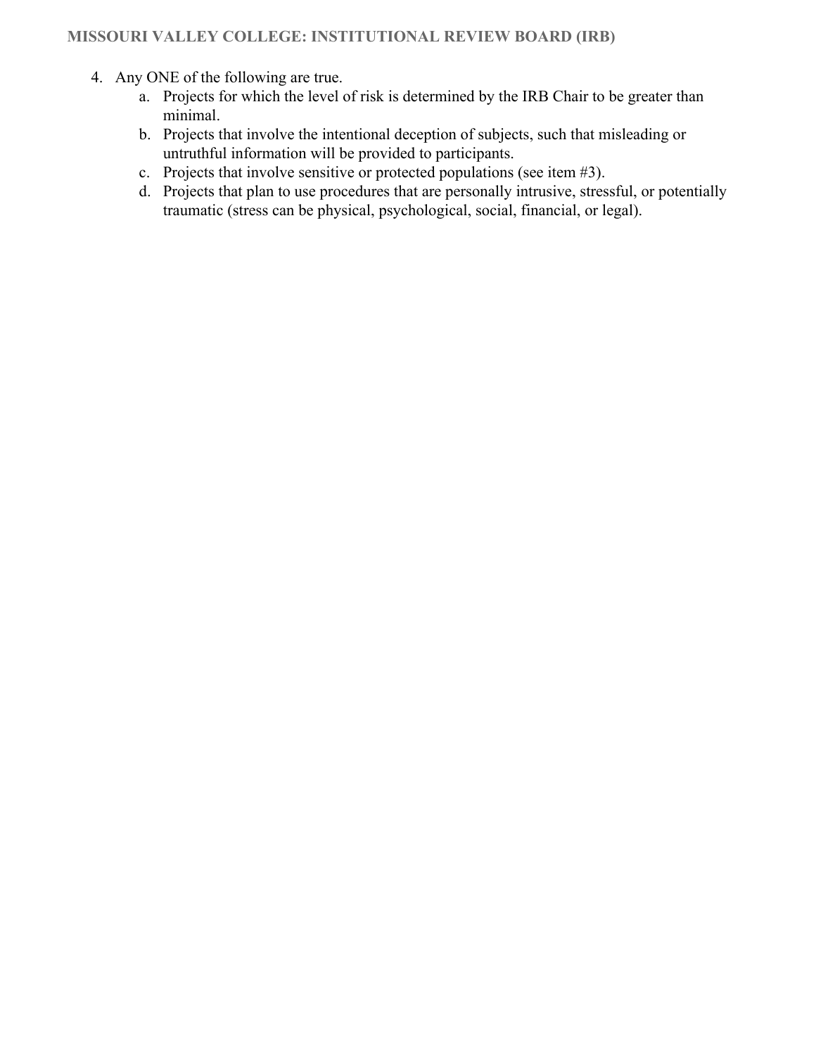4. Any ONE of the following are true.
   a. Projects for which the level of risk is determined by the IRB Chair to be greater than minimal.
   b. Projects that involve the intentional deception of subjects, such that misleading or untruthful information will be provided to participants.
   c. Projects that involve sensitive or protected populations (see item #3).
   d. Projects that plan to use procedures that are personally intrusive, stressful, or potentially traumatic (stress can be physical, psychological, social, financial, or legal).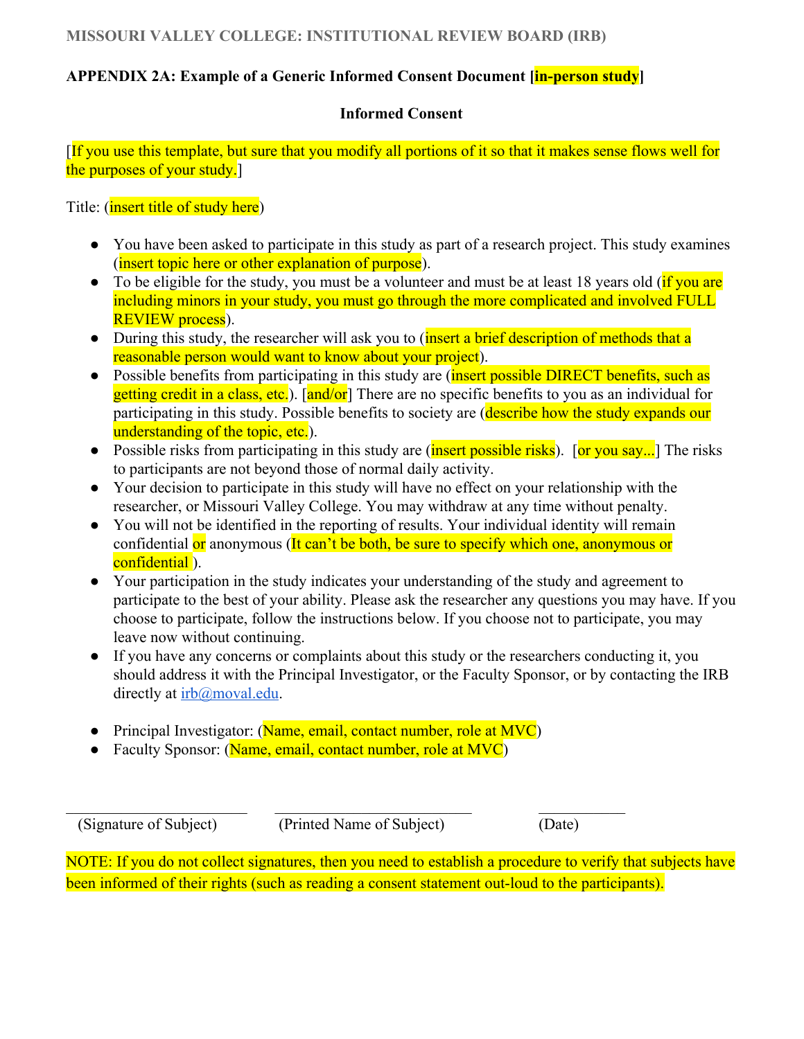MISSOURI VALLEY COLLEGE: INSTITUTIONAL REVIEW BOARD (IRB)

**APPENDIX 2A: Example of a Generic Informed Consent Document [in-person study]**

**Informed Consent**

[If you use this template, but sure that you modify all portions of it so that it makes sense flows well for the purposes of your study.]

Title: (insert title of study here)

- You have been asked to participate in this study as part of a research project. This study examines (insert topic here or other explanation of purpose).
- To be eligible for the study, you must be a volunteer and must be at least 18 years old (if you are including minors in your study, you must go through the more complicated and involved FULL REVIEW process).
- During this study, the researcher will ask you to (insert a brief description of methods that a reasonable person would want to know about your project).
- Possible benefits from participating in this study are (insert possible DIRECT benefits, such as getting credit in a class, etc.). [and/or] There are no specific benefits to you as an individual for participating in this study. Possible benefits to society are (describe how the study expands our understanding of the topic, etc.).
- Possible risks from participating in this study are (insert possible risks). [or you say...] The risks to participants are not beyond those of normal daily activity.
- Your decision to participate in this study will have no effect on your relationship with the researcher, or Missouri Valley College. You may withdraw at any time without penalty.
- You will not be identified in the reporting of results. Your individual identity will remain confidential or anonymous (It can't be both, be sure to specify which one, anonymous or confidential ).
- Your participation in the study indicates your understanding of the study and agreement to participate to the best of your ability. Please ask the researcher any questions you may have. If you choose to participate, follow the instructions below. If you choose not to participate, you may leave now without continuing.
- If you have any concerns or complaints about this study or the researchers conducting it, you should address it with the Principal Investigator, or the Faculty Sponsor, or by contacting the IRB directly at irb@moval.edu.

- Principal Investigator: (Name, email, contact number, role at MVC)
- Faculty Sponsor: (Name, email, contact number, role at MVC)

\_\_\_\_\_\_\_\_\_\_\_\_\_\_\_\_\_\_\_\_\_\_\_\_ \_\_\_\_\_\_\_\_\_\_\_\_\_\_\_\_\_\_\_\_\_\_\_\_ \_\_\_\_\_\_\_\_\_\_\_\_

(Signature of Subject) (Printed Name of Subject) (Date)

NOTE: If you do not collect signatures, then you need to establish a procedure to verify that subjects have been informed of their rights (such as reading a consent statement out-loud to the participants).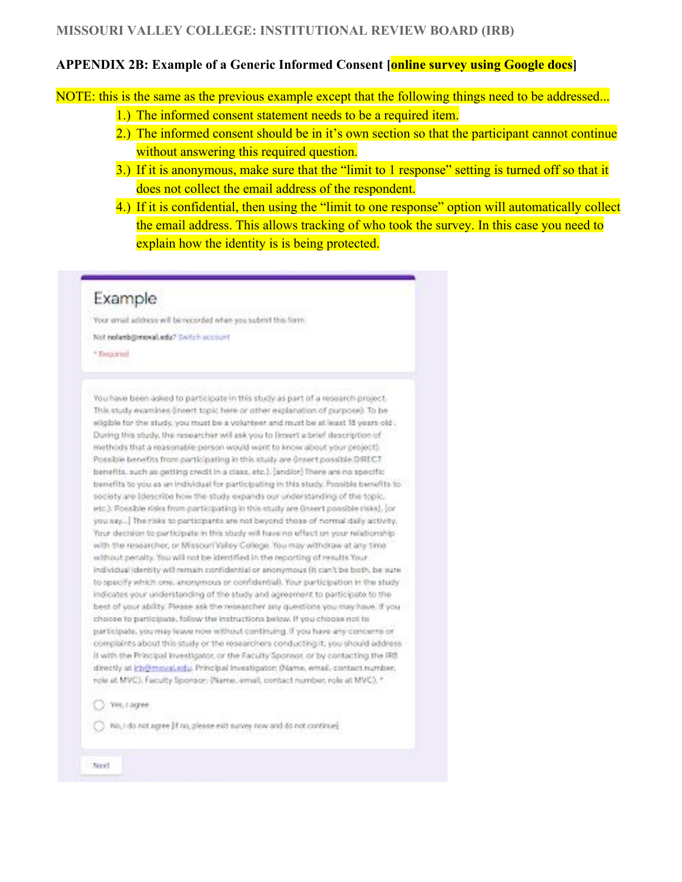MISSOURI VALLEY COLLEGE: INSTITUTIONAL REVIEW BOARD (IRB)

**APPENDIX 2B: Example of a Generic Informed Consent [online survey using Google docs]**

NOTE: this is the same as the previous example except that the following things need to be addressed...

1.) The informed consent statement needs to be a required item.
2.) The informed consent should be in it's own section so that the participant cannot continue without answering this required question.
3.) If it is anonymous, make sure that the "limit to 1 response" setting is turned off so that it does not collect the email address of the respondent.
4.) If it is confidential, then using the "limit to one response" option will automatically collect the email address. This allows tracking of who took the survey. In this case you need to explain how the identity is is being protected.

Example

Your email address will be recorded when you submit this form.

Not nolanb@moval.edu? Switch account

\* Required

You have been asked to participate in this study as part of a research project. This study examines (insert topic here or other explanation of purpose). To be eligible for the study, you must be a volunteer and must be at least 18 years old. During this study, the researcher will ask you to (insert a brief description of methods that a reasonable person would want to know about your project). Possible benefits from participating in this study are (insert possible DIRECT benefits, such as getting credit in a class, etc.). [and/or] There are no specific benefits to you as an individual for participating in this study. Possible benefits to society are (describe how the study expands our understanding of the topic, etc.). Possible risks from participating in this study are (insert possible risks), [or you say...] The risks to participants are not beyond those of normal daily activity. Your decision to participate in this study will have no effect on your relationship with the researcher, or Missouri Valley College. You may withdraw at any time without penalty. You will not be identified in the reporting of results Your individual identity will remain confidential or anonymous (it can't be both, be sure to specify which one, anonymous or confidential). Your participation in the study indicates your understanding of the study and agreement to participate to the best of your ability. Please ask the researcher any questions you may have. If you choose to participate, follow the instructions below. If you choose not to participate, you may leave now without continuing. If you have any concerns or complaints about this study or the researchers conducting it, you should address it with the Principal Investigator, or the Faculty Sponsor, or by contacting the IRB directly at irb@moval.edu. Principal Investigator: (Name, email, contact number, role at MVC). Faculty Sponsor: (Name, email, contact number, role at MVC). \*

- Yes, I agree
- No, I do not agree [If no, please exit survey now and do not continue]

Next